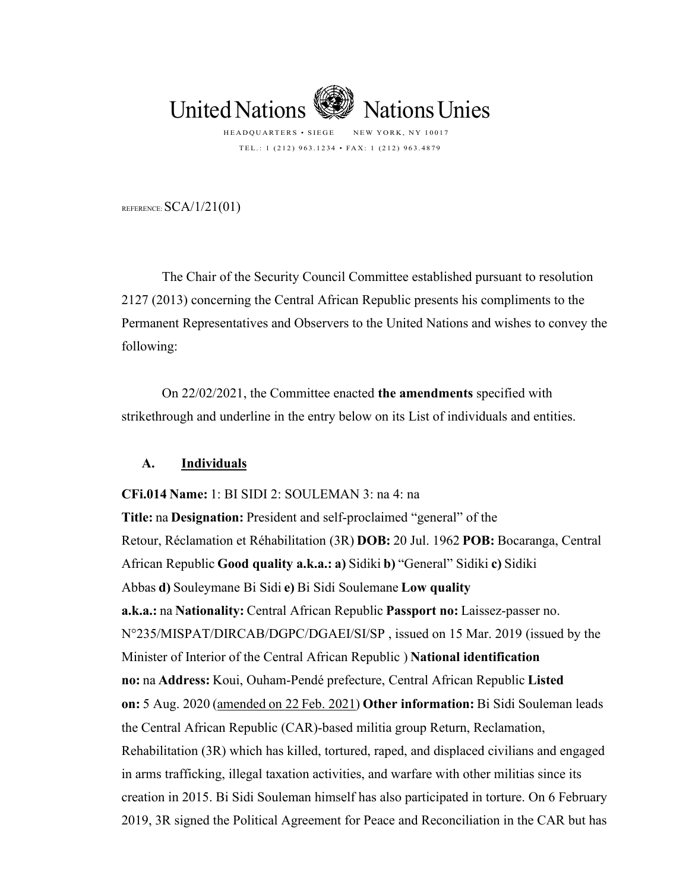United Nations Nations Unies

HEADQUARTERS • SIEGE NEW YORK, NY 10017

TEL.: 1 (212) 963.1234 • FAX: 1 (212) 963.4879

REFERENCE: SCA/1/21(01)

The Chair of the Security Council Committee established pursuant to resolution 2127 (2013) concerning the Central African Republic presents his compliments to the Permanent Representatives and Observers to the United Nations and wishes to convey the following:

On 22/02/2021, the Committee enacted **the amendments** specified with strikethrough and underline in the entry below on its List of individuals and entities.

## A. Individuals

**CFi.014 Name:** 1: BI SIDI 2: SOULEMAN 3: na 4: na
**Title:** na **Designation:** President and self-proclaimed "general" of the Retour, Réclamation et Réhabilitation (3R) **DOB:** 20 Jul. 1962 **POB:** Bocaranga, Central African Republic **Good quality a.k.a.: a)** Sidiki **b)** "General" Sidiki **c)** Sidiki Abbas **d)** Souleymane Bi Sidi **e)** Bi Sidi Soulemane **Low quality a.k.a.:** na **Nationality:** Central African Republic **Passport no:** Laissez-passer no. N°235/MISPAT/DIRCAB/DGPC/DGAEI/SI/SP , issued on 15 Mar. 2019 (issued by the Minister of Interior of the Central African Republic ) **National identification no:** na **Address:** Koui, Ouham-Pendé prefecture, Central African Republic **Listed on:** 5 Aug. 2020 (<u>amended on 22 Feb. 2021</u>) **Other information:** Bi Sidi Souleman leads the Central African Republic (CAR)-based militia group Return, Reclamation, Rehabilitation (3R) which has killed, tortured, raped, and displaced civilians and engaged in arms trafficking, illegal taxation activities, and warfare with other militias since its creation in 2015. Bi Sidi Souleman himself has also participated in torture. On 6 February 2019, 3R signed the Political Agreement for Peace and Reconciliation in the CAR but has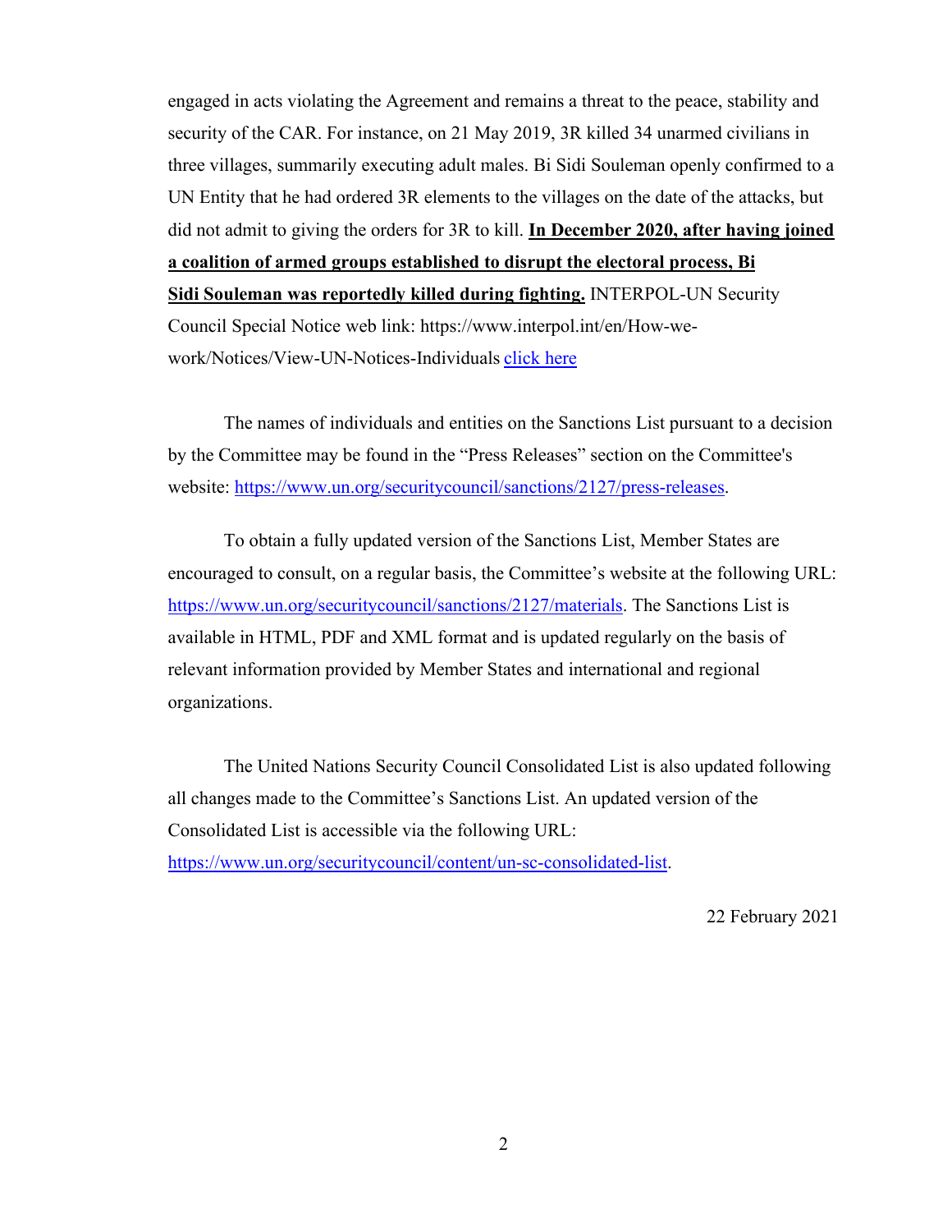engaged in acts violating the Agreement and remains a threat to the peace, stability and security of the CAR. For instance, on 21 May 2019, 3R killed 34 unarmed civilians in three villages, summarily executing adult males. Bi Sidi Souleman openly confirmed to a UN Entity that he had ordered 3R elements to the villages on the date of the attacks, but did not admit to giving the orders for 3R to kill. **In December 2020, after having joined a coalition of armed groups established to disrupt the electoral process, Bi Sidi Souleman was reportedly killed during fighting.** INTERPOL-UN Security Council Special Notice web link: https://www.interpol.int/en/How-we-work/Notices/View-UN-Notices-Individuals click here

The names of individuals and entities on the Sanctions List pursuant to a decision by the Committee may be found in the "Press Releases" section on the Committee's website: https://www.un.org/securitycouncil/sanctions/2127/press-releases.

To obtain a fully updated version of the Sanctions List, Member States are encouraged to consult, on a regular basis, the Committee's website at the following URL: https://www.un.org/securitycouncil/sanctions/2127/materials. The Sanctions List is available in HTML, PDF and XML format and is updated regularly on the basis of relevant information provided by Member States and international and regional organizations.

The United Nations Security Council Consolidated List is also updated following all changes made to the Committee's Sanctions List. An updated version of the Consolidated List is accessible via the following URL: https://www.un.org/securitycouncil/content/un-sc-consolidated-list.

22 February 2021